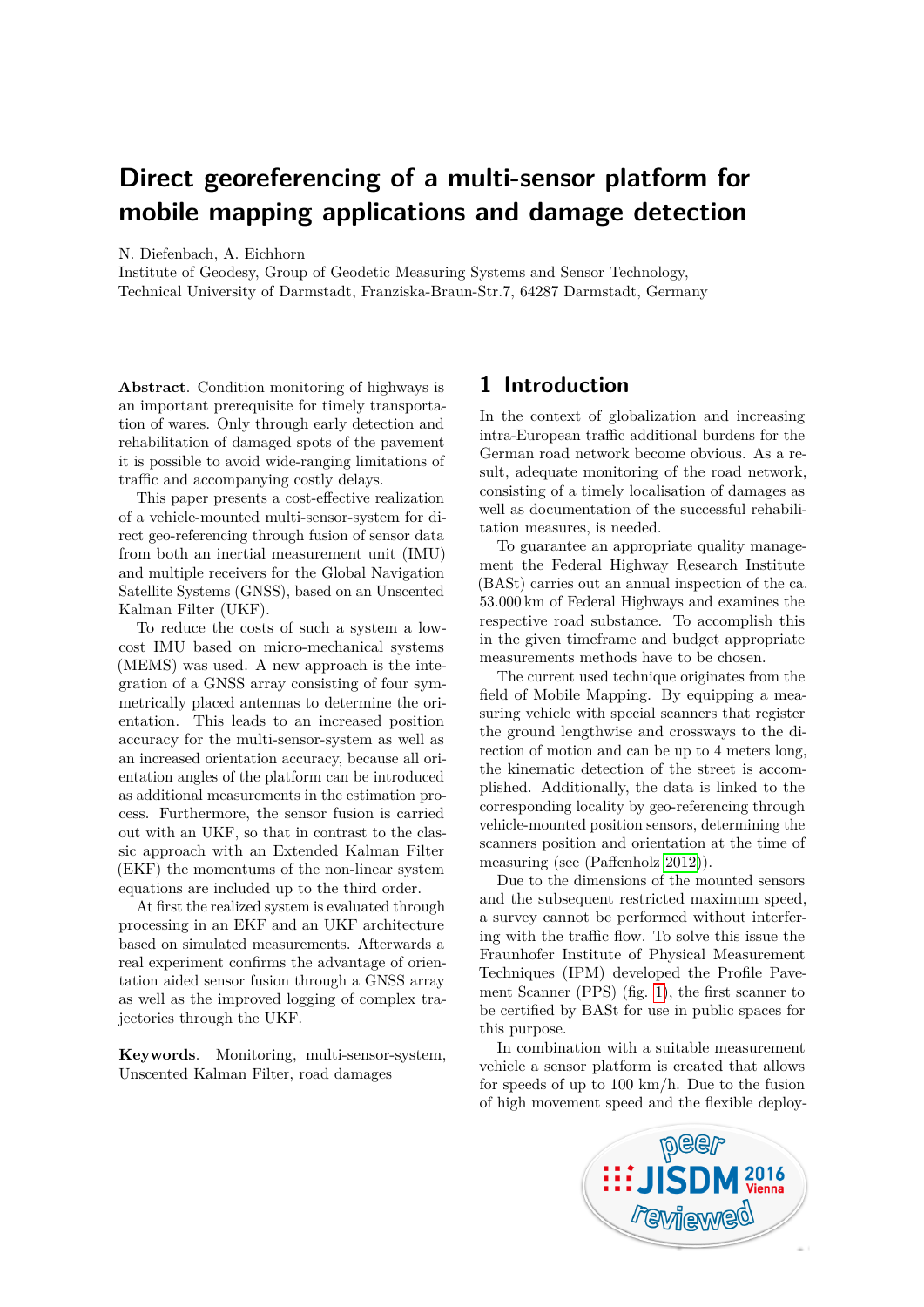# Direct georeferencing of a multi-sensor platform for mobile mapping applications and damage detection

N. Diefenbach, A. Eichhorn
Institute of Geodesy, Group of Geodetic Measuring Systems and Sensor Technology,
Technical University of Darmstadt, Franziska-Braun-Str.7, 64287 Darmstadt, Germany

**Abstract**. Condition monitoring of highways is an important prerequisite for timely transportation of wares. Only through early detection and rehabilitation of damaged spots of the pavement it is possible to avoid wide-ranging limitations of traffic and accompanying costly delays.

This paper presents a cost-effective realization of a vehicle-mounted multi-sensor-system for direct geo-referencing through fusion of sensor data from both an inertial measurement unit (IMU) and multiple receivers for the Global Navigation Satellite Systems (GNSS), based on an Unscented Kalman Filter (UKF).

To reduce the costs of such a system a low-cost IMU based on micro-mechanical systems (MEMS) was used. A new approach is the integration of a GNSS array consisting of four symmetrically placed antennas to determine the orientation. This leads to an increased position accuracy for the multi-sensor-system as well as an increased orientation accuracy, because all orientation angles of the platform can be introduced as additional measurements in the estimation process. Furthermore, the sensor fusion is carried out with an UKF, so that in contrast to the classic approach with an Extended Kalman Filter (EKF) the momentums of the non-linear system equations are included up to the third order.

At first the realized system is evaluated through processing in an EKF and an UKF architecture based on simulated measurements. Afterwards a real experiment confirms the advantage of orientation aided sensor fusion through a GNSS array as well as the improved logging of complex trajectories through the UKF.

**Keywords**. Monitoring, multi-sensor-system, Unscented Kalman Filter, road damages

## 1 Introduction

In the context of globalization and increasing intra-European traffic additional burdens for the German road network become obvious. As a result, adequate monitoring of the road network, consisting of a timely localisation of damages as well as documentation of the successful rehabilitation measures, is needed.

To guarantee an appropriate quality management the Federal Highway Research Institute (BASt) carries out an annual inspection of the ca. 53.000 km of Federal Highways and examines the respective road substance. To accomplish this in the given timeframe and budget appropriate measurements methods have to be chosen.

The current used technique originates from the field of Mobile Mapping. By equipping a measuring vehicle with special scanners that register the ground lengthwise and crossways to the direction of motion and can be up to 4 meters long, the kinematic detection of the street is accomplished. Additionally, the data is linked to the corresponding locality by geo-referencing through vehicle-mounted position sensors, determining the scanners position and orientation at the time of measuring (see (Paffenholz 2012)).

Due to the dimensions of the mounted sensors and the subsequent restricted maximum speed, a survey cannot be performed without interfering with the traffic flow. To solve this issue the Fraunhofer Institute of Physical Measurement Techniques (IPM) developed the Profile Pavement Scanner (PPS) (fig. 1), the first scanner to be certified by BASt for use in public spaces for this purpose.

In combination with a suitable measurement vehicle a sensor platform is created that allows for speeds of up to 100 km/h. Due to the fusion of high movement speed and the flexible deploy-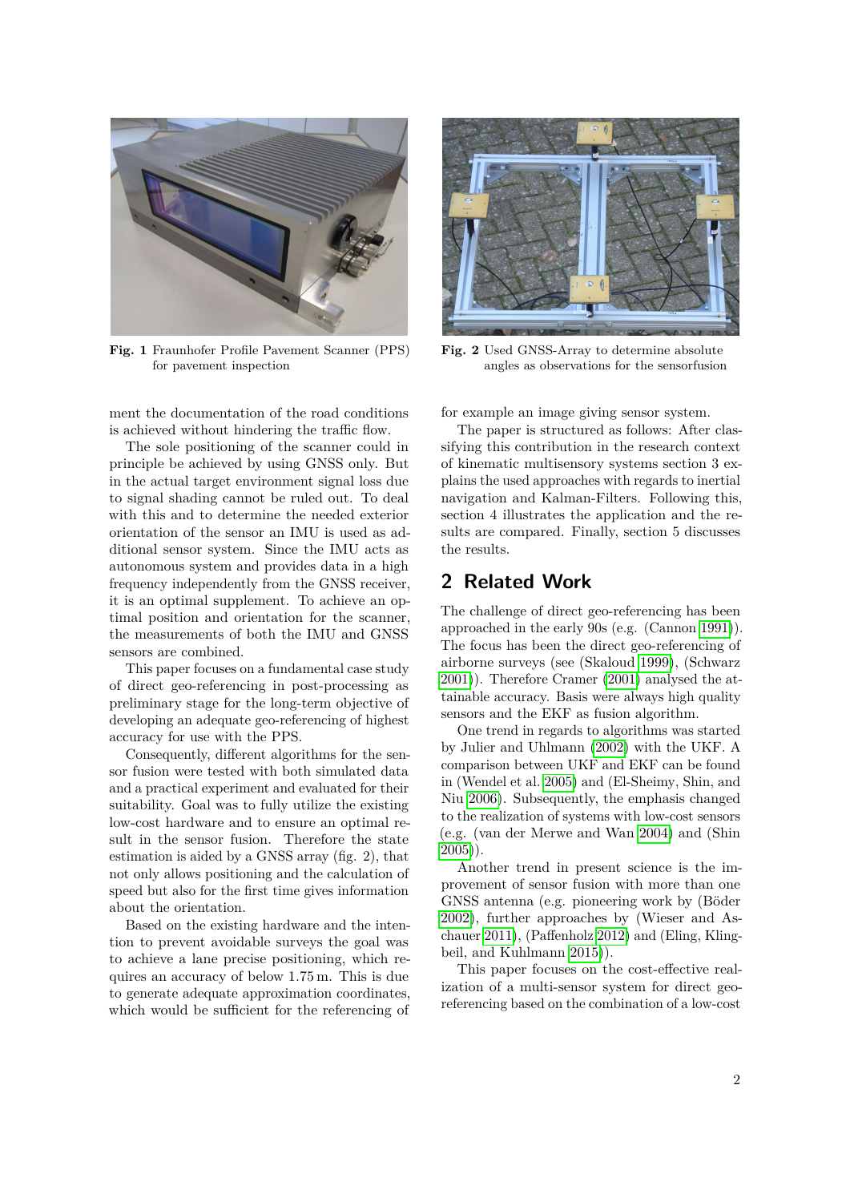**Fig. 1** Fraunhofer Profile Pavement Scanner (PPS) for pavement inspection

**Fig. 2** Used GNSS-Array to determine absolute angles as observations for the sensorfusion

ment the documentation of the road conditions is achieved without hindering the traffic flow.

The sole positioning of the scanner could in principle be achieved by using GNSS only. But in the actual target environment signal loss due to signal shading cannot be ruled out. To deal with this and to determine the needed exterior orientation of the sensor an IMU is used as additional sensor system. Since the IMU acts as autonomous system and provides data in a high frequency independently from the GNSS receiver, it is an optimal supplement. To achieve an optimal position and orientation for the scanner, the measurements of both the IMU and GNSS sensors are combined.

This paper focuses on a fundamental case study of direct geo-referencing in post-processing as preliminary stage for the long-term objective of developing an adequate geo-referencing of highest accuracy for use with the PPS.

Consequently, different algorithms for the sensor fusion were tested with both simulated data and a practical experiment and evaluated for their suitability. Goal was to fully utilize the existing low-cost hardware and to ensure an optimal result in the sensor fusion. Therefore the state estimation is aided by a GNSS array (fig. 2), that not only allows positioning and the calculation of speed but also for the first time gives information about the orientation.

Based on the existing hardware and the intention to prevent avoidable surveys the goal was to achieve a lane precise positioning, which requires an accuracy of below 1.75 m. This is due to generate adequate approximation coordinates, which would be sufficient for the referencing of for example an image giving sensor system.

The paper is structured as follows: After classifying this contribution in the research context of kinematic multisensory systems section 3 explains the used approaches with regards to inertial navigation and Kalman-Filters. Following this, section 4 illustrates the application and the results are compared. Finally, section 5 discusses the results.

## 2 Related Work

The challenge of direct geo-referencing has been approached in the early 90s (e.g. (Cannon 1991)). The focus has been the direct geo-referencing of airborne surveys (see (Skaloud 1999), (Schwarz 2001)). Therefore Cramer (2001) analysed the attainable accuracy. Basis were always high quality sensors and the EKF as fusion algorithm.

One trend in regards to algorithms was started by Julier and Uhlmann (2002) with the UKF. A comparison between UKF and EKF can be found in (Wendel et al. 2005) and (El-Sheimy, Shin, and Niu 2006). Subsequently, the emphasis changed to the realization of systems with low-cost sensors (e.g. (van der Merwe and Wan 2004) and (Shin 2005)).

Another trend in present science is the improvement of sensor fusion with more than one GNSS antenna (e.g. pioneering work by (Böder 2002), further approaches by (Wieser and Aschauer 2011), (Paffenholz 2012) and (Eling, Klingbeil, and Kuhlmann 2015)).

This paper focuses on the cost-effective realization of a multi-sensor system for direct geo-referencing based on the combination of a low-cost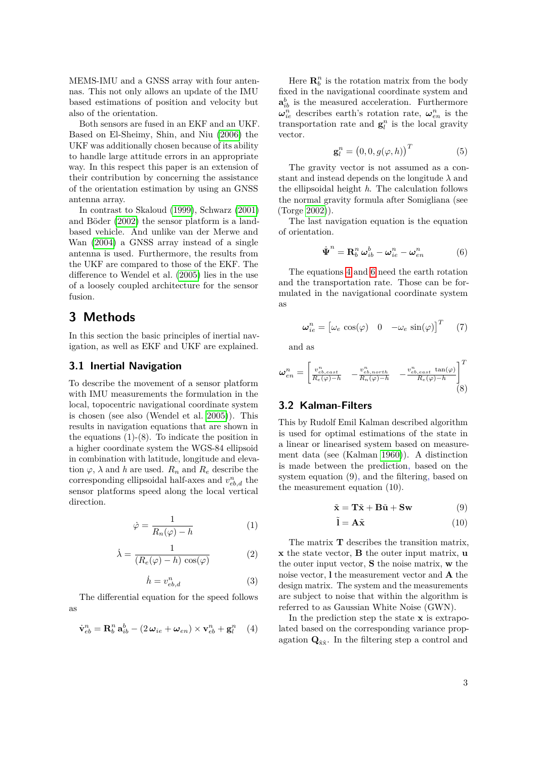MEMS-IMU and a GNSS array with four antennas. This not only allows an update of the IMU based estimations of position and velocity but also of the orientation.

Both sensors are fused in an EKF and an UKF. Based on El-Sheimy, Shin, and Niu (2006) the UKF was additionally chosen because of its ability to handle large attitude errors in an appropriate way. In this respect this paper is an extension of their contribution by concerning the assistance of the orientation estimation by using an GNSS antenna array.

In contrast to Skaloud (1999), Schwarz (2001) and Böder (2002) the sensor platform is a land-based vehicle. And unlike van der Merwe and Wan (2004) a GNSS array instead of a single antenna is used. Furthermore, the results from the UKF are compared to those of the EKF. The difference to Wendel et al. (2005) lies in the use of a loosely coupled architecture for the sensor fusion.

## 3 Methods

In this section the basic principles of inertial navigation, as well as EKF and UKF are explained.

### 3.1 Inertial Navigation

To describe the movement of a sensor platform with IMU measurements the formulation in the local, topocentric navigational coordinate system is chosen (see also (Wendel et al. 2005)). This results in navigation equations that are shown in the equations (1)-(8). To indicate the position in a higher coordinate system the WGS-84 ellipsoid in combination with latitude, longitude and elevation $\varphi$, $\lambda$ and $h$ are used. $R_n$ and $R_e$ describe the corresponding ellipsoidal half-axes and $v^n_{eb,d}$ the sensor platforms speed along the local vertical direction.

$$\dot{\varphi} = \frac{1}{R_n(\varphi) - h} \tag{1}$$

$$\dot{\lambda} = \frac{1}{(R_e(\varphi) - h)\,\cos(\varphi)} \tag{2}$$

$$\dot{h} = v^n_{eb,d} \tag{3}$$

The differential equation for the speed follows as

$$\dot{\mathbf{v}}^n_{eb} = \mathbf{R}^n_b\,\mathbf{a}^b_{ib} - (2\,\boldsymbol{\omega}_{ie} + \boldsymbol{\omega}_{en}) \times \mathbf{v}^n_{eb} + \mathbf{g}^n_l \tag{4}$$

Here $\mathbf{R}^n_b$ is the rotation matrix from the body fixed in the navigational coordinate system and $\mathbf{a}^b_{ib}$ is the measured acceleration. Furthermore $\boldsymbol{\omega}^n_{ie}$ describes earth's rotation rate, $\boldsymbol{\omega}^n_{en}$ is the transportation rate and $\mathbf{g}^n_l$ is the local gravity vector.

$$\mathbf{g}^n_l = \big(0, 0, g(\varphi, h)\big)^T \tag{5}$$

The gravity vector is not assumed as a constant and instead depends on the longitude $\lambda$ and the ellipsoidal height $h$. The calculation follows the normal gravity formula after Somigliana (see (Torge 2002)).

The last navigation equation is the equation of orientation.

$$\dot{\boldsymbol{\Psi}}^n = \mathbf{R}^n_b\,\boldsymbol{\omega}^b_{ib} - \boldsymbol{\omega}^n_{ie} - \boldsymbol{\omega}^n_{en} \tag{6}$$

The equations 4 and 6 need the earth rotation and the transportation rate. Those can be formulated in the navigational coordinate system as

$$\boldsymbol{\omega}^n_{ie} = \begin{bmatrix}\omega_e\,\cos(\varphi) & 0 & -\omega_e\,\sin(\varphi)\end{bmatrix}^T \tag{7}$$

and as

$$\boldsymbol{\omega}^n_{en} = \begin{bmatrix}\frac{v^n_{eb,east}}{R_e(\varphi)-h} & -\frac{v^n_{eb,north}}{R_n(\varphi)-h} & -\frac{v^n_{eb,east}\,\tan(\varphi)}{R_e(\varphi)-h}\end{bmatrix}^T \tag{8}$$

### 3.2 Kalman-Filters

This by Rudolf Emil Kalman described algorithm is used for optimal estimations of the state in a linear or linearised system based on measurement data (see (Kalman 1960)). A distinction is made between the prediction, based on the system equation (9), and the filtering, based on the measurement equation (10).

$$\tilde{\mathbf{x}} = \mathbf{T}\tilde{\mathbf{x}} + \mathbf{B}\tilde{\mathbf{u}} + \mathbf{S}\mathbf{w} \tag{9}$$

$$\tilde{\mathbf{l}} = \mathbf{A}\tilde{\mathbf{x}} \tag{10}$$

The matrix $\mathbf{T}$ describes the transition matrix, $\mathbf{x}$ the state vector, $\mathbf{B}$ the outer input matrix, $\mathbf{u}$ the outer input vector, $\mathbf{S}$ the noise matrix, $\mathbf{w}$ the noise vector, $\mathbf{l}$ the measurement vector and $\mathbf{A}$ the design matrix. The system and the measurements are subject to noise that within the algorithm is referred to as Gaussian White Noise (GWN).

In the prediction step the state $\mathbf{x}$ is extrapolated based on the corresponding variance propagation $\mathbf{Q}_{\hat{x}\hat{x}}$. In the filtering step a control and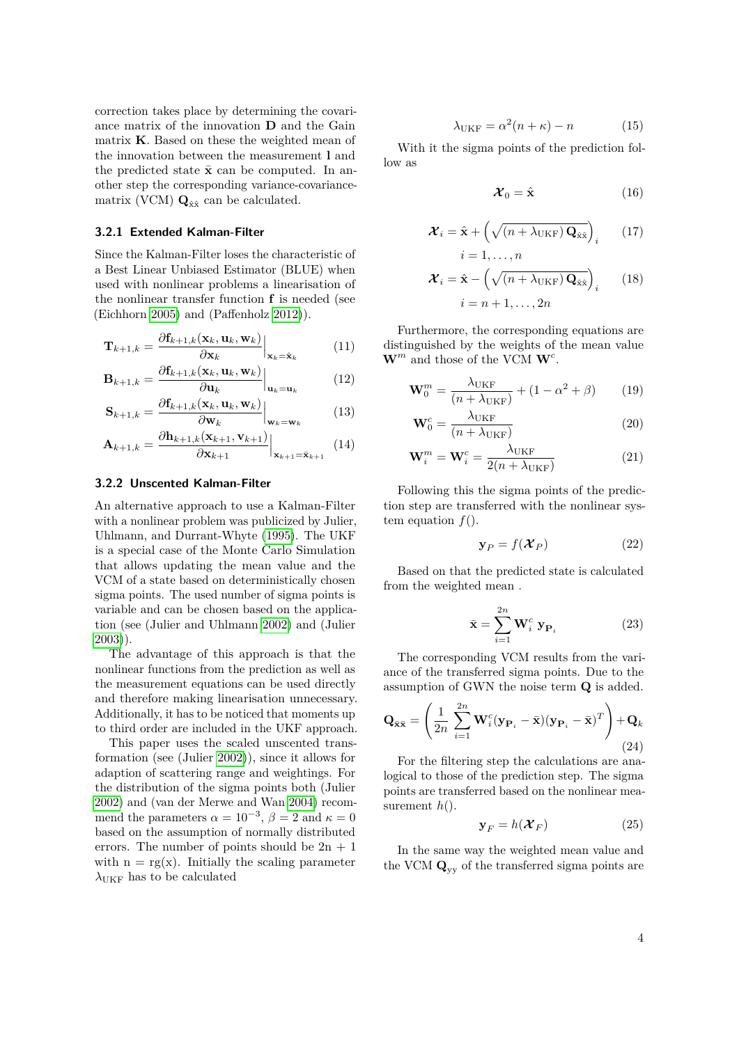correction takes place by determining the covariance matrix of the innovation $\mathbf{D}$ and the Gain matrix $\mathbf{K}$. Based on these the weighted mean of the innovation between the measurement $\mathbf{l}$ and the predicted state $\bar{\mathbf{x}}$ can be computed. In another step the corresponding variance-covariance-matrix (VCM) $\mathbf{Q}_{\hat{x}\hat{x}}$ can be calculated.

### 3.2.1 Extended Kalman-Filter

Since the Kalman-Filter loses the characteristic of a Best Linear Unbiased Estimator (BLUE) when used with nonlinear problems a linearisation of the nonlinear transfer function $\mathbf{f}$ is needed (see (Eichhorn 2005) and (Paffenholz 2012)).

$$\mathbf{T}_{k+1,k} = \frac{\partial \mathbf{f}_{k+1,k}(\mathbf{x}_k, \mathbf{u}_k, \mathbf{w}_k)}{\partial \mathbf{x}_k}\Big|_{\mathbf{x}_k=\hat{\mathbf{x}}_k} \quad (11)$$

$$\mathbf{B}_{k+1,k} = \frac{\partial \mathbf{f}_{k+1,k}(\mathbf{x}_k, \mathbf{u}_k, \mathbf{w}_k)}{\partial \mathbf{u}_k}\Big|_{\mathbf{u}_k=\mathbf{u}_k} \quad (12)$$

$$\mathbf{S}_{k+1,k} = \frac{\partial \mathbf{f}_{k+1,k}(\mathbf{x}_k, \mathbf{u}_k, \mathbf{w}_k)}{\partial \mathbf{w}_k}\Big|_{\mathbf{w}_k=\mathbf{w}_k} \quad (13)$$

$$\mathbf{A}_{k+1,k} = \frac{\partial \mathbf{h}_{k+1,k}(\mathbf{x}_{k+1}, \mathbf{v}_{k+1})}{\partial \mathbf{x}_{k+1}}\Big|_{\mathbf{x}_{k+1}=\bar{\mathbf{x}}_{k+1}} \quad (14)$$

### 3.2.2 Unscented Kalman-Filter

An alternative approach to use a Kalman-Filter with a nonlinear problem was publicized by Julier, Uhlmann, and Durrant-Whyte (1995). The UKF is a special case of the Monte Carlo Simulation that allows updating the mean value and the VCM of a state based on deterministically chosen sigma points. The used number of sigma points is variable and can be chosen based on the application (see (Julier and Uhlmann 2002) and (Julier 2003)).

The advantage of this approach is that the nonlinear functions from the prediction as well as the measurement equations can be used directly and therefore making linearisation unnecessary. Additionally, it has to be noticed that moments up to third order are included in the UKF approach.

This paper uses the scaled unscented transformation (see (Julier 2002)), since it allows for adaption of scattering range and weightings. For the distribution of the sigma points both (Julier 2002) and (van der Merwe and Wan 2004) recommend the parameters $\alpha = 10^{-3}$, $\beta = 2$ and $\kappa = 0$ based on the assumption of normally distributed errors. The number of points should be 2n + 1 with n = rg(x). Initially the scaling parameter $\lambda_{\text{UKF}}$ has to be calculated

$$\lambda_{\text{UKF}} = \alpha^2(n+\kappa) - n \quad (15)$$

With it the sigma points of the prediction follow as

$$\boldsymbol{\mathcal{X}}_0 = \hat{\mathbf{x}} \quad (16)$$

$$\boldsymbol{\mathcal{X}}_i = \hat{\mathbf{x}} + \left(\sqrt{(n+\lambda_{\text{UKF}})\,\mathbf{Q}_{\hat{x}\hat{x}}}\right)_i \quad (17)$$
$$i = 1, \ldots, n$$

$$\boldsymbol{\mathcal{X}}_i = \hat{\mathbf{x}} - \left(\sqrt{(n+\lambda_{\text{UKF}})\,\mathbf{Q}_{\hat{x}\hat{x}}}\right)_i \quad (18)$$
$$i = n+1, \ldots, 2n$$

Furthermore, the corresponding equations are distinguished by the weights of the mean value $\mathbf{W}^m$ and those of the VCM $\mathbf{W}^c$.

$$\mathbf{W}_0^m = \frac{\lambda_{\text{UKF}}}{(n+\lambda_{\text{UKF}})} + (1-\alpha^2+\beta) \quad (19)$$

$$\mathbf{W}_0^c = \frac{\lambda_{\text{UKF}}}{(n+\lambda_{\text{UKF}})} \quad (20)$$

$$\mathbf{W}_i^m = \mathbf{W}_i^c = \frac{\lambda_{\text{UKF}}}{2(n+\lambda_{\text{UKF}})} \quad (21)$$

Following this the sigma points of the prediction step are transferred with the nonlinear system equation $f()$.

$$\mathbf{y}_P = f(\boldsymbol{\mathcal{X}}_P) \quad (22)$$

Based on that the predicted state is calculated from the weighted mean .

$$\bar{\mathbf{x}} = \sum_{i=1}^{2n} \mathbf{W}_i^c\, \mathbf{y}_{\mathbf{P}_i} \quad (23)$$

The corresponding VCM results from the variance of the transferred sigma points. Due to the assumption of GWN the noise term $\mathbf{Q}$ is added.

$$\mathbf{Q}_{\bar{\mathbf{x}}\bar{\mathbf{x}}} = \left(\frac{1}{2n}\sum_{i=1}^{2n} \mathbf{W}_i^c (\mathbf{y}_{\mathbf{P}_i} - \bar{\mathbf{x}})(\mathbf{y}_{\mathbf{P}_i} - \bar{\mathbf{x}})^T\right) + \mathbf{Q}_k \quad (24)$$

For the filtering step the calculations are analogical to those of the prediction step. The sigma points are transferred based on the nonlinear measurement $h()$.

$$\mathbf{y}_F = h(\boldsymbol{\mathcal{X}}_F) \quad (25)$$

In the same way the weighted mean value and the VCM $\mathbf{Q}_{yy}$ of the transferred sigma points are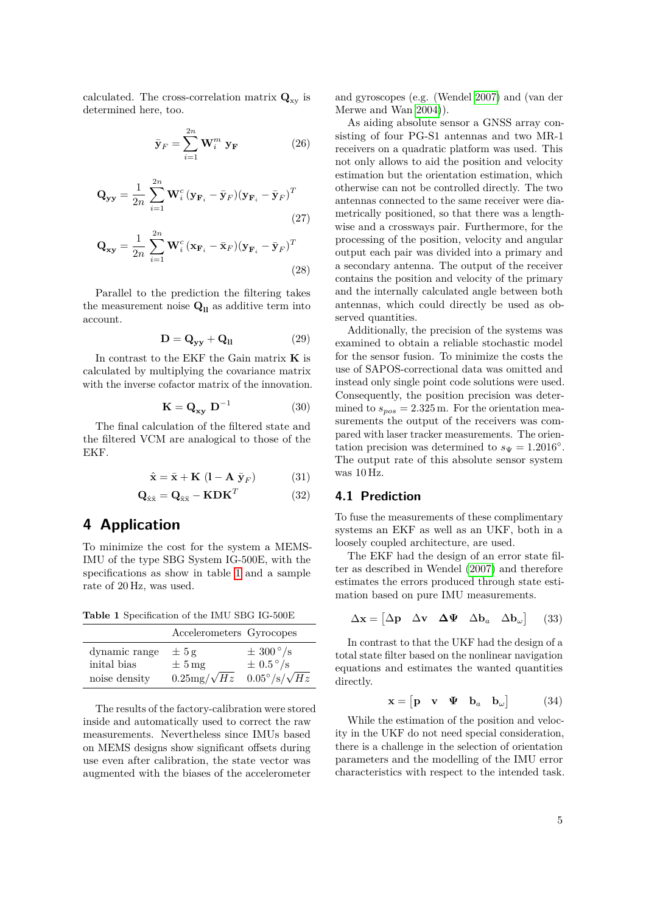calculated. The cross-correlation matrix $\mathbf{Q_{xy}}$ is determined here, too.

$$\bar{\mathbf{y}}_F = \sum_{i=1}^{2n} \mathbf{W}_i^m \; \mathbf{y_F} \tag{26}$$

$$\mathbf{Q_{yy}} = \frac{1}{2n} \sum_{i=1}^{2n} \mathbf{W}_i^c \, (\mathbf{y}_{\mathbf{F}_i} - \bar{\mathbf{y}}_F)(\mathbf{y}_{\mathbf{F}_i} - \bar{\mathbf{y}}_F)^T \tag{27}$$

$$\mathbf{Q_{xy}} = \frac{1}{2n} \sum_{i=1}^{2n} \mathbf{W}_i^c \, (\mathbf{x}_{\mathbf{F}_i} - \bar{\mathbf{x}}_F)(\mathbf{y}_{\mathbf{F}_i} - \bar{\mathbf{y}}_F)^T \tag{28}$$

Parallel to the prediction the filtering takes the measurement noise $\mathbf{Q_{ll}}$ as additive term into account.

$$\mathbf{D} = \mathbf{Q_{yy}} + \mathbf{Q_{ll}} \tag{29}$$

In contrast to the EKF the Gain matrix $\mathbf{K}$ is calculated by multiplying the covariance matrix with the inverse cofactor matrix of the innovation.

$$\mathbf{K} = \mathbf{Q_{xy}} \; \mathbf{D}^{-1} \tag{30}$$

The final calculation of the filtered state and the filtered VCM are analogical to those of the EKF.

$$\hat{\mathbf{x}} = \bar{\mathbf{x}} + \mathbf{K} \; (\mathbf{l} - \mathbf{A} \; \bar{\mathbf{y}}_F) \tag{31}$$

$$\mathbf{Q}_{\hat{\mathrm{x}}\hat{\mathrm{x}}} = \mathbf{Q}_{\bar{\mathrm{x}}\bar{\mathrm{x}}} - \mathbf{KDK}^T \tag{32}$$

## 4 Application

To minimize the cost for the system a MEMS-IMU of the type SBG System IG-500E, with the specifications as show in table 1 and a sample rate of 20 Hz, was used.

**Table 1** Specification of the IMU SBG IG-500E

| | Accelerometers | Gyrocopes |
|---|---|---|
| dynamic range | $\pm$ 5 g | $\pm$ 300 °/s |
| inital bias | $\pm$ 5 mg | $\pm$ 0.5 °/s |
| noise density | $0.25\text{mg}/\sqrt{Hz}$ | $0.05°/\text{s}/\sqrt{Hz}$ |

The results of the factory-calibration were stored inside and automatically used to correct the raw measurements. Nevertheless since IMUs based on MEMS designs show significant offsets during use even after calibration, the state vector was augmented with the biases of the accelerometer and gyroscopes (e.g. (Wendel 2007) and (van der Merwe and Wan 2004)).

As aiding absolute sensor a GNSS array consisting of four PG-S1 antennas and two MR-1 receivers on a quadratic platform was used. This not only allows to aid the position and velocity estimation but the orientation estimation, which otherwise can not be controlled directly. The two antennas connected to the same receiver were diametrically positioned, so that there was a lengthwise and a crossways pair. Furthermore, for the processing of the position, velocity and angular output each pair was divided into a primary and a secondary antenna. The output of the receiver contains the position and velocity of the primary and the internally calculated angle between both antennas, which could directly be used as observed quantities.

Additionally, the precision of the systems was examined to obtain a reliable stochastic model for the sensor fusion. To minimize the costs the use of SAPOS-correctional data was omitted and instead only single point code solutions were used. Consequently, the position precision was determined to $s_{pos} = 2.325\,\text{m}$. For the orientation measurements the output of the receivers was compared with laser tracker measurements. The orientation precision was determined to $s_\Psi = 1.2016°$. The output rate of this absolute sensor system was 10 Hz.

### 4.1 Prediction

To fuse the measurements of these complimentary systems an EKF as well as an UKF, both in a loosely coupled architecture, are used.

The EKF had the design of an error state filter as described in Wendel (2007) and therefore estimates the errors produced through state estimation based on pure IMU measurements.

$$\Delta\mathbf{x} = \begin{bmatrix} \Delta\mathbf{p} & \Delta\mathbf{v} & \boldsymbol{\Delta\Psi} & \Delta\mathbf{b}_a & \Delta\mathbf{b}_\omega \end{bmatrix} \tag{33}$$

In contrast to that the UKF had the design of a total state filter based on the nonlinear navigation equations and estimates the wanted quantities directly.

$$\mathbf{x} = \begin{bmatrix} \mathbf{p} & \mathbf{v} & \boldsymbol{\Psi} & \mathbf{b}_a & \mathbf{b}_\omega \end{bmatrix} \tag{34}$$

While the estimation of the position and velocity in the UKF do not need special consideration, there is a challenge in the selection of orientation parameters and the modelling of the IMU error characteristics with respect to the intended task.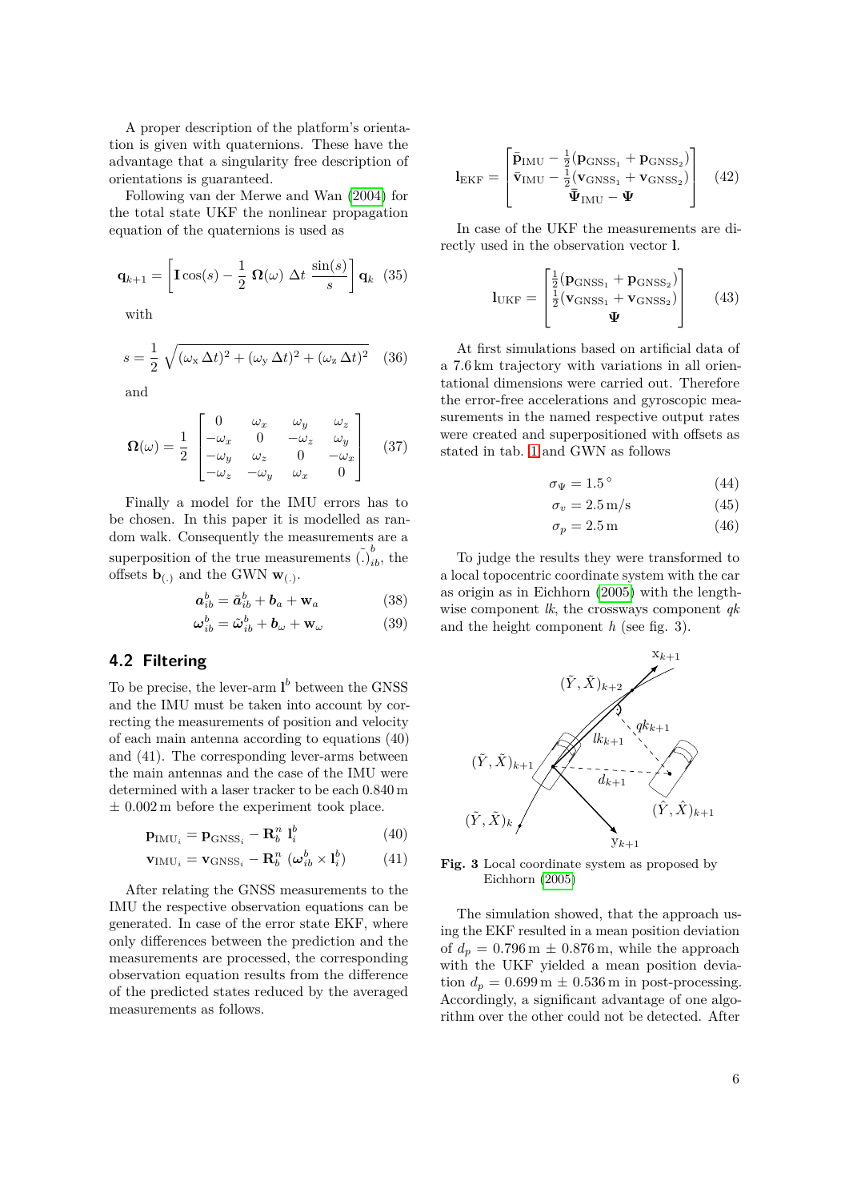A proper description of the platform's orientation is given with quaternions. These have the advantage that a singularity free description of orientations is guaranteed.

Following van der Merwe and Wan (2004) for the total state UKF the nonlinear propagation equation of the quaternions is used as

$$\mathbf{q}_{k+1} = \left[ \mathbf{I} \cos(s) - \frac{1}{2}\ \mathbf{\Omega}(\omega)\ \Delta t\ \frac{\sin(s)}{s} \right] \mathbf{q}_k \quad (35)$$

with

$$s = \frac{1}{2}\ \sqrt{(\omega_{\mathrm{x}}\,\Delta t)^2 + (\omega_{\mathrm{y}}\,\Delta t)^2 + (\omega_{\mathrm{z}}\,\Delta t)^2} \quad (36)$$

and

$$\mathbf{\Omega}(\omega) = \frac{1}{2} \begin{bmatrix} 0 & \omega_x & \omega_y & \omega_z \\ -\omega_x & 0 & -\omega_z & \omega_y \\ -\omega_y & \omega_z & 0 & -\omega_x \\ -\omega_z & -\omega_y & \omega_x & 0 \end{bmatrix} \quad (37)$$

Finally a model for the IMU errors has to be chosen. In this paper it is modelled as random walk. Consequently the measurements are a superposition of the true measurements $\tilde{(.)}_{ib}^{b}$, the offsets $\mathbf{b}_{(.)}$ and the GWN $\mathbf{w}_{(.)}$.

$$\boldsymbol{a}_{ib}^b = \tilde{\boldsymbol{a}}_{ib}^b + \boldsymbol{b}_a + \mathbf{w}_a \quad (38)$$

$$\boldsymbol{\omega}_{ib}^b = \tilde{\boldsymbol{\omega}}_{ib}^b + \boldsymbol{b}_\omega + \mathbf{w}_\omega \quad (39)$$

## 4.2 Filtering

To be precise, the lever-arm $\mathbf{l}^b$ between the GNSS and the IMU must be taken into account by correcting the measurements of position and velocity of each main antenna according to equations (40) and (41). The corresponding lever-arms between the main antennas and the case of the IMU were determined with a laser tracker to be each 0.840 m ± 0.002 m before the experiment took place.

$$\mathbf{p}_{\mathrm{IMU}_i} = \mathbf{p}_{\mathrm{GNSS}_i} - \mathbf{R}_b^n\ \mathbf{l}_i^b \quad (40)$$

$$\mathbf{v}_{\mathrm{IMU}_i} = \mathbf{v}_{\mathrm{GNSS}_i} - \mathbf{R}_b^n\ (\boldsymbol{\omega}_{ib}^b \times \mathbf{l}_i^b) \quad (41)$$

After relating the GNSS measurements to the IMU the respective observation equations can be generated. In case of the error state EKF, where only differences between the prediction and the measurements are processed, the corresponding observation equation results from the difference of the predicted states reduced by the averaged measurements as follows.

$$\mathbf{l}_{\mathrm{EKF}} = \begin{bmatrix} \bar{\mathbf{p}}_{\mathrm{IMU}} - \frac{1}{2}(\mathbf{p}_{\mathrm{GNSS}_1} + \mathbf{p}_{\mathrm{GNSS}_2}) \\ \bar{\mathbf{v}}_{\mathrm{IMU}} - \frac{1}{2}(\mathbf{v}_{\mathrm{GNSS}_1} + \mathbf{v}_{\mathrm{GNSS}_2}) \\ \bar{\mathbf{\Psi}}_{\mathrm{IMU}} - \mathbf{\Psi} \end{bmatrix} \quad (42)$$

In case of the UKF the measurements are directly used in the observation vector $\mathbf{l}$.

$$\mathbf{l}_{\mathrm{UKF}} = \begin{bmatrix} \frac{1}{2}(\mathbf{p}_{\mathrm{GNSS}_1} + \mathbf{p}_{\mathrm{GNSS}_2}) \\ \frac{1}{2}(\mathbf{v}_{\mathrm{GNSS}_1} + \mathbf{v}_{\mathrm{GNSS}_2}) \\ \mathbf{\Psi} \end{bmatrix} \quad (43)$$

At first simulations based on artificial data of a 7.6 km trajectory with variations in all orientational dimensions were carried out. Therefore the error-free accelerations and gyroscopic measurements in the named respective output rates were created and superpositioned with offsets as stated in tab. 1 and GWN as follows

$$\sigma_\Psi = 1.5\,^\circ \quad (44)$$

$$\sigma_v = 2.5\,\mathrm{m/s} \quad (45)$$

$$\sigma_p = 2.5\,\mathrm{m} \quad (46)$$

To judge the results they were transformed to a local topocentric coordinate system with the car as origin as in Eichhorn (2005) with the lengthwise component $lk$, the crossways component $qk$ and the height component $h$ (see fig. 3).

**Fig. 3** Local coordinate system as proposed by Eichhorn (2005)

The simulation showed, that the approach using the EKF resulted in a mean position deviation of $d_p = 0.796\,\mathrm{m} \pm 0.876\,\mathrm{m}$, while the approach with the UKF yielded a mean position deviation $d_p = 0.699\,\mathrm{m} \pm 0.536\,\mathrm{m}$ in post-processing. Accordingly, a significant advantage of one algorithm over the other could not be detected. After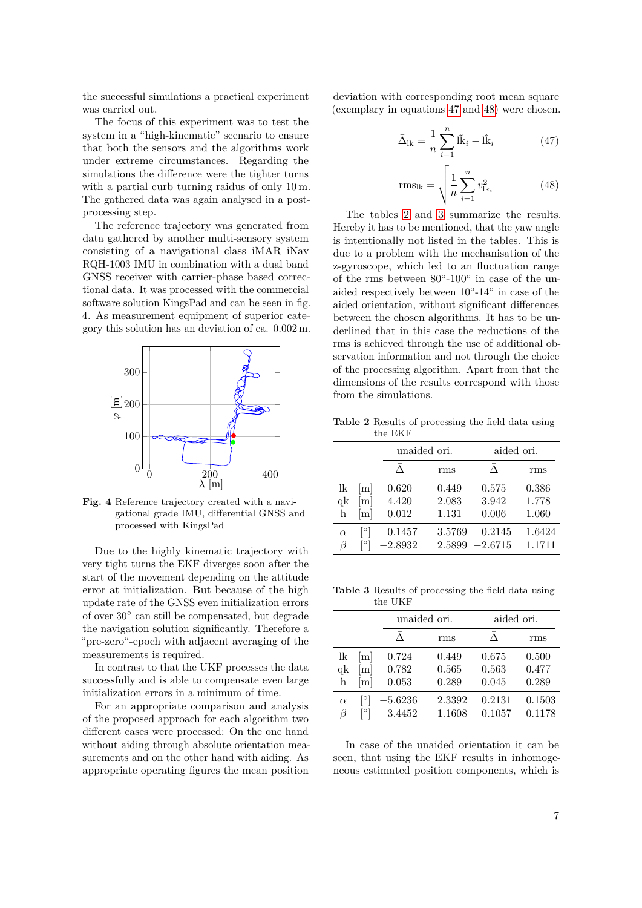the successful simulations a practical experiment was carried out.

The focus of this experiment was to test the system in a "high-kinematic" scenario to ensure that both the sensors and the algorithms work under extreme circumstances. Regarding the simulations the difference were the tighter turns with a partial curb turning raidus of only 10 m. The gathered data was again analysed in a post-processing step.

The reference trajectory was generated from data gathered by another multi-sensory system consisting of a navigational class iMAR iNav RQH-1003 IMU in combination with a dual band GNSS receiver with carrier-phase based correctional data. It was processed with the commercial software solution KingsPad and can be seen in fig. 4. As measurement equipment of superior category this solution has an deviation of ca. 0.002 m.

**Fig. 4** Reference trajectory created with a navigational grade IMU, differential GNSS and processed with KingsPad

Due to the highly kinematic trajectory with very tight turns the EKF diverges soon after the start of the movement depending on the attitude error at initialization. But because of the high update rate of the GNSS even initialization errors of over 30° can still be compensated, but degrade the navigation solution significantly. Therefore a "pre-zero"-epoch with adjacent averaging of the measurements is required.

In contrast to that the UKF processes the data successfully and is able to compensate even large initialization errors in a minimum of time.

For an appropriate comparison and analysis of the proposed approach for each algorithm two different cases were processed: On the one hand without aiding through absolute orientation measurements and on the other hand with aiding. As appropriate operating figures the mean position deviation with corresponding root mean square (exemplary in equations 47 and 48) were chosen.

$$\bar{\Delta}_{\mathrm{lk}} = \frac{1}{n}\sum_{i=1}^{n} \tilde{\mathrm{lk}}_i - \hat{\mathrm{lk}}_i \tag{47}$$

$$\mathrm{rms}_{\mathrm{lk}} = \sqrt{\frac{1}{n}\sum_{i=1}^{n} v_{\mathrm{lk}_i}^2} \tag{48}$$

The tables 2 and 3 summarize the results. Hereby it has to be mentioned, that the yaw angle is intentionally not listed in the tables. This is due to a problem with the mechanisation of the z-gyroscope, which led to an fluctuation range of the rms between 80°-100° in case of the unaided respectively between 10°-14° in case of the aided orientation, without significant differences between the chosen algorithms. It has to be underlined that in this case the reductions of the rms is achieved through the use of additional observation information and not through the choice of the processing algorithm. Apart from that the dimensions of the results correspond with those from the simulations.

**Table 2** Results of processing the field data using the EKF

| | | unaided ori. | | aided ori. | |
|---|---|---|---|---|---|
| | | $\bar{\Delta}$ | rms | $\bar{\Delta}$ | rms |
| lk | [m] | 0.620 | 0.449 | 0.575 | 0.386 |
| qk | [m] | 4.420 | 2.083 | 3.942 | 1.778 |
| h | [m] | 0.012 | 1.131 | 0.006 | 1.060 |
| $\alpha$ | [°] | 0.1457 | 3.5769 | 0.2145 | 1.6424 |
| $\beta$ | [°] | −2.8932 | 2.5899 | −2.6715 | 1.1711 |

**Table 3** Results of processing the field data using the UKF

| | | unaided ori. | | aided ori. | |
|---|---|---|---|---|---|
| | | $\bar{\Delta}$ | rms | $\bar{\Delta}$ | rms |
| lk | [m] | 0.724 | 0.449 | 0.675 | 0.500 |
| qk | [m] | 0.782 | 0.565 | 0.563 | 0.477 |
| h | [m] | 0.053 | 0.289 | 0.045 | 0.289 |
| $\alpha$ | [°] | −5.6236 | 2.3392 | 0.2131 | 0.1503 |
| $\beta$ | [°] | −3.4452 | 1.1608 | 0.1057 | 0.1178 |

In case of the unaided orientation it can be seen, that using the EKF results in inhomogeneous estimated position components, which is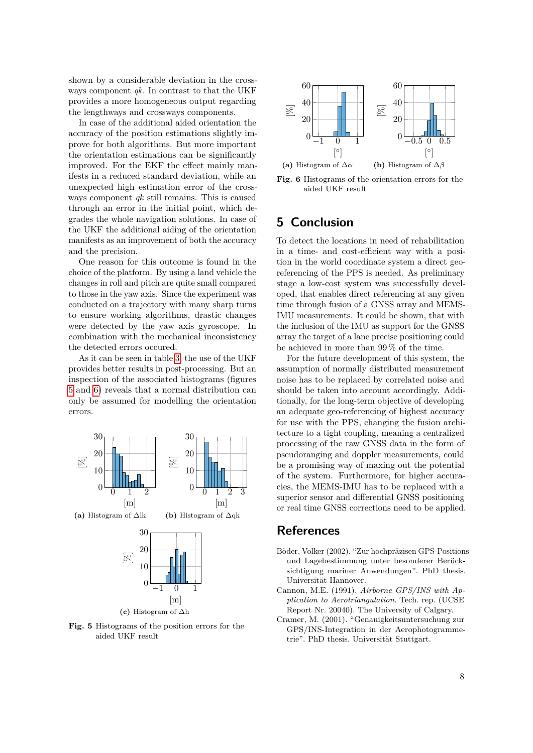shown by a considerable deviation in the crossways component *qk*. In contrast to that the UKF provides a more homogeneous output regarding the lengthways and crossways components.

In case of the additional aided orientation the accuracy of the position estimations slightly improve for both algorithms. But more important the orientation estimations can be significantly improved. For the EKF the effect mainly manifests in a reduced standard deviation, while an unexpected high estimation error of the crossways component *qk* still remains. This is caused through an error in the initial point, which degrades the whole navigation solutions. In case of the UKF the additional aiding of the orientation manifests as an improvement of both the accuracy and the precision.

One reason for this outcome is found in the choice of the platform. By using a land vehicle the changes in roll and pitch are quite small compared to those in the yaw axis. Since the experiment was conducted on a trajectory with many sharp turns to ensure working algorithms, drastic changes were detected by the yaw axis gyroscope. In combination with the mechanical inconsistency the detected errors occured.

As it can be seen in table 3, the use of the UKF provides better results in post-processing. But an inspection of the associated histograms (figures 5 and 6) reveals that a normal distribution can only be assumed for modelling the orientation errors.

(a) Histogram of $\Delta$lk

(b) Histogram of $\Delta$qk

(c) Histogram of $\Delta$h

**Fig. 5** Histograms of the position errors for the aided UKF result

(a) Histogram of $\Delta\alpha$

(b) Histogram of $\Delta\beta$

**Fig. 6** Histograms of the orientation errors for the aided UKF result

## 5 Conclusion

To detect the locations in need of rehabilitation in a time- and cost-efficient way with a position in the world coordinate system a direct georeferencing of the PPS is needed. As preliminary stage a low-cost system was successfully developed, that enables direct referencing at any given time through fusion of a GNSS array and MEMS-IMU measurements. It could be shown, that with the inclusion of the IMU as support for the GNSS array the target of a lane precise positioning could be achieved in more than 99 % of the time.

For the future development of this system, the assumption of normally distributed measurement noise has to be replaced by correlated noise and should be taken into account accordingly. Additionally, for the long-term objective of developing an adequate geo-referencing of highest accuracy for use with the PPS, changing the fusion architecture to a tight coupling, meaning a centralized processing of the raw GNSS data in the form of pseudoranging and doppler measurements, could be a promising way of maxing out the potential of the system. Furthermore, for higher accuracies, the MEMS-IMU has to be replaced with a superior sensor and differential GNSS positioning or real time GNSS corrections need to be applied.

## References

Böder, Volker (2002). "Zur hochpräzisen GPS-Positions- und Lagebestimmung unter besonderer Berücksichtigung mariner Anwendungen". PhD thesis. Universität Hannover.

Cannon, M.E. (1991). *Airborne GPS/INS with Application to Aerotriangulation*. Tech. rep. (UCSE Report Nr. 20040). The University of Calgary.

Cramer, M. (2001). "Genauigkeitsuntersuchung zur GPS/INS-Integration in der Aerophotogrammetrie". PhD thesis. Universität Stuttgart.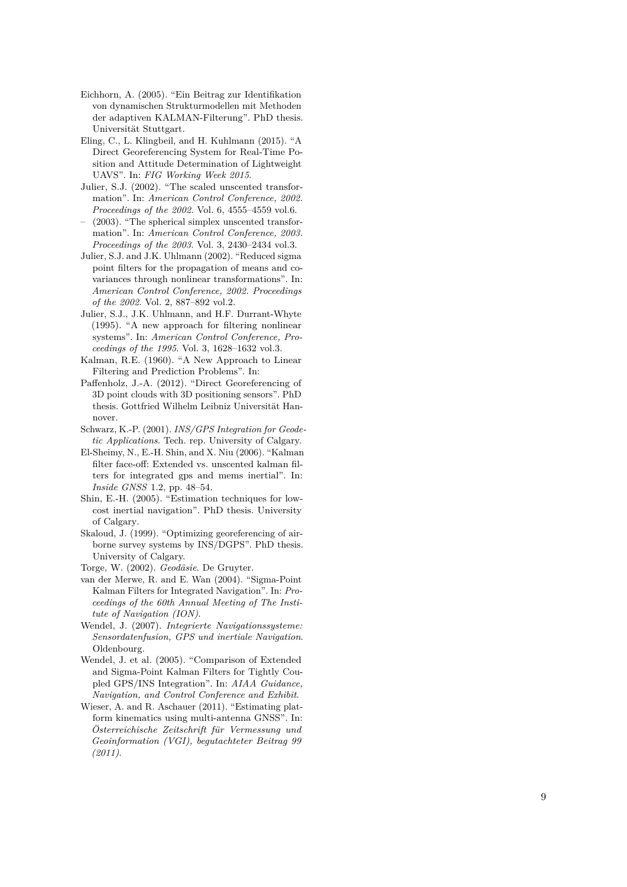Eichhorn, A. (2005). "Ein Beitrag zur Identifikation von dynamischen Strukturmodellen mit Methoden der adaptiven KALMAN-Filterung". PhD thesis. Universität Stuttgart.

Eling, C., L. Klingbeil, and H. Kuhlmann (2015). "A Direct Georeferencing System for Real-Time Position and Attitude Determination of Lightweight UAVS". In: *FIG Working Week 2015*.

Julier, S.J. (2002). "The scaled unscented transformation". In: *American Control Conference, 2002. Proceedings of the 2002*. Vol. 6, 4555–4559 vol.6.

– (2003). "The spherical simplex unscented transformation". In: *American Control Conference, 2003. Proceedings of the 2003*. Vol. 3, 2430–2434 vol.3.

Julier, S.J. and J.K. Uhlmann (2002). "Reduced sigma point filters for the propagation of means and covariances through nonlinear transformations". In: *American Control Conference, 2002. Proceedings of the 2002*. Vol. 2, 887–892 vol.2.

Julier, S.J., J.K. Uhlmann, and H.F. Durrant-Whyte (1995). "A new approach for filtering nonlinear systems". In: *American Control Conference, Proceedings of the 1995*. Vol. 3, 1628–1632 vol.3.

Kalman, R.E. (1960). "A New Approach to Linear Filtering and Prediction Problems". In:

Paffenholz, J.-A. (2012). "Direct Georeferencing of 3D point clouds with 3D positioning sensors". PhD thesis. Gottfried Wilhelm Leibniz Universität Hannover.

Schwarz, K.-P. (2001). *INS/GPS Integration for Geodetic Applications*. Tech. rep. University of Calgary.

El-Sheimy, N., E.-H. Shin, and X. Niu (2006). "Kalman filter face-off: Extended vs. unscented kalman filters for integrated gps and mems inertial". In: *Inside GNSS* 1.2, pp. 48–54.

Shin, E.-H. (2005). "Estimation techniques for low-cost inertial navigation". PhD thesis. University of Calgary.

Skaloud, J. (1999). "Optimizing georeferencing of airborne survey systems by INS/DGPS". PhD thesis. University of Calgary.

Torge, W. (2002). *Geodäsie*. De Gruyter.

van der Merwe, R. and E. Wan (2004). "Sigma-Point Kalman Filters for Integrated Navigation". In: *Proceedings of the 60th Annual Meeting of The Institute of Navigation (ION)*.

Wendel, J. (2007). *Integrierte Navigationssysteme: Sensordatenfusion, GPS und inertiale Navigation*. Oldenbourg.

Wendel, J. et al. (2005). "Comparison of Extended and Sigma-Point Kalman Filters for Tightly Coupled GPS/INS Integration". In: *AIAA Guidance, Navigation, and Control Conference and Exhibit*.

Wieser, A. and R. Aschauer (2011). "Estimating platform kinematics using multi-antenna GNSS". In: *Österreichische Zeitschrift für Vermessung und Geoinformation (VGI), begutachteter Beitrag 99 (2011)*.